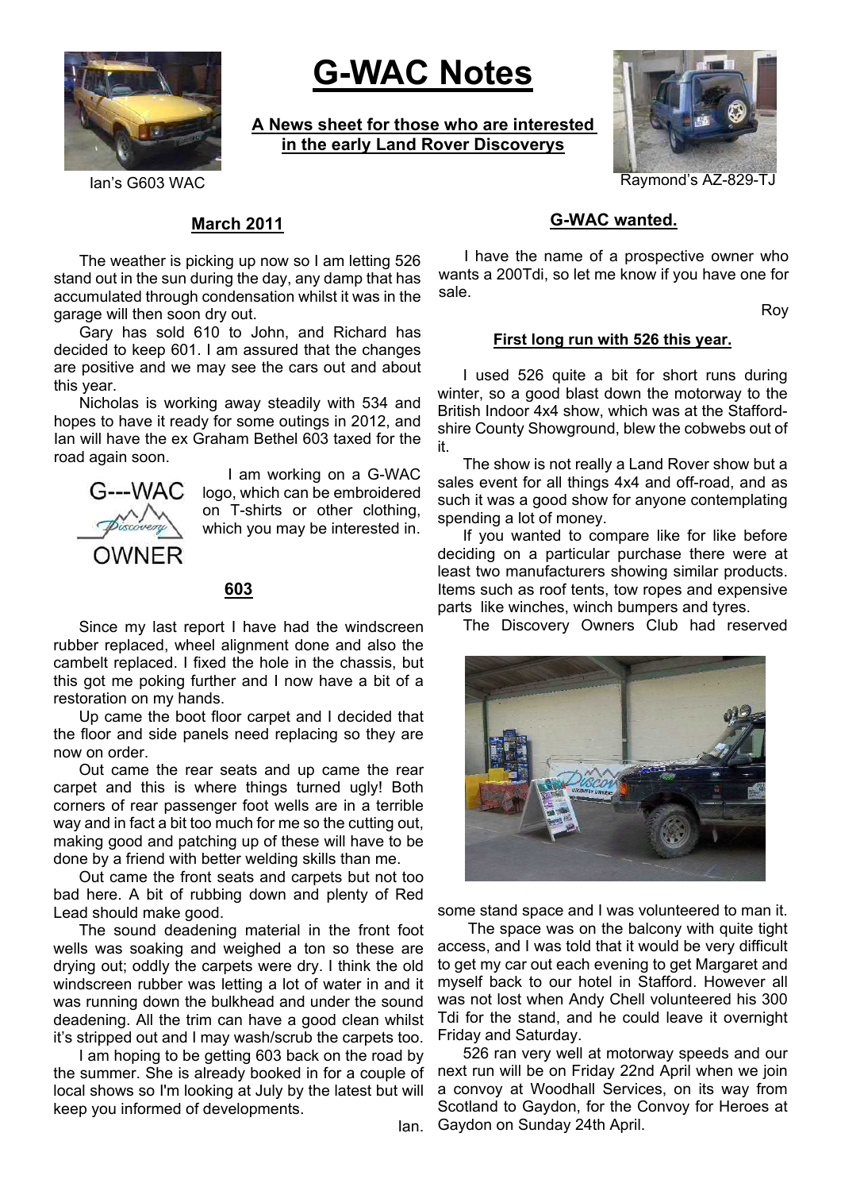# G-WAC Notes

**A News sheet for those who are interested in the early Land Rover Discoverys**

Ian's G603 WAC

Raymond's AZ-829-TJ

## March 2011

The weather is picking up now so I am letting 526 stand out in the sun during the day, any damp that has accumulated through condensation whilst it was in the garage will then soon dry out.

Gary has sold 610 to John, and Richard has decided to keep 601. I am assured that the changes are positive and we may see the cars out and about this year.

Nicholas is working away steadily with 534 and hopes to have it ready for some outings in 2012, and Ian will have the ex Graham Bethel 603 taxed for the road again soon.

I am working on a G-WAC logo, which can be embroidered on T-shirts or other clothing, which you may be interested in.

G---WAC Discovery OWNER

## 603

Since my last report I have had the windscreen rubber replaced, wheel alignment done and also the cambelt replaced. I fixed the hole in the chassis, but this got me poking further and I now have a bit of a restoration on my hands.

Up came the boot floor carpet and I decided that the floor and side panels need replacing so they are now on order.

Out came the rear seats and up came the rear carpet and this is where things turned ugly! Both corners of rear passenger foot wells are in a terrible way and in fact a bit too much for me so the cutting out, making good and patching up of these will have to be done by a friend with better welding skills than me.

Out came the front seats and carpets but not too bad here. A bit of rubbing down and plenty of Red Lead should make good.

The sound deadening material in the front foot wells was soaking and weighed a ton so these are drying out; oddly the carpets were dry. I think the old windscreen rubber was letting a lot of water in and it was running down the bulkhead and under the sound deadening. All the trim can have a good clean whilst it's stripped out and I may wash/scrub the carpets too.

I am hoping to be getting 603 back on the road by the summer. She is already booked in for a couple of local shows so I'm looking at July by the latest but will keep you informed of developments.

Ian.

## G-WAC wanted.

I have the name of a prospective owner who wants a 200Tdi, so let me know if you have one for sale.

Roy

## First long run with 526 this year.

I used 526 quite a bit for short runs during winter, so a good blast down the motorway to the British Indoor 4x4 show, which was at the Staffordshire County Showground, blew the cobwebs out of it.

The show is not really a Land Rover show but a sales event for all things 4x4 and off-road, and as such it was a good show for anyone contemplating spending a lot of money.

If you wanted to compare like for like before deciding on a particular purchase there were at least two manufacturers showing similar products. Items such as roof tents, tow ropes and expensive parts like winches, winch bumpers and tyres.

The Discovery Owners Club had reserved some stand space and I was volunteered to man it.

The space was on the balcony with quite tight access, and I was told that it would be very difficult to get my car out each evening to get Margaret and myself back to our hotel in Stafford. However all was not lost when Andy Chell volunteered his 300 Tdi for the stand, and he could leave it overnight Friday and Saturday.

526 ran very well at motorway speeds and our next run will be on Friday 22nd April when we join a convoy at Woodhall Services, on its way from Scotland to Gaydon, for the Convoy for Heroes at Gaydon on Sunday 24th April.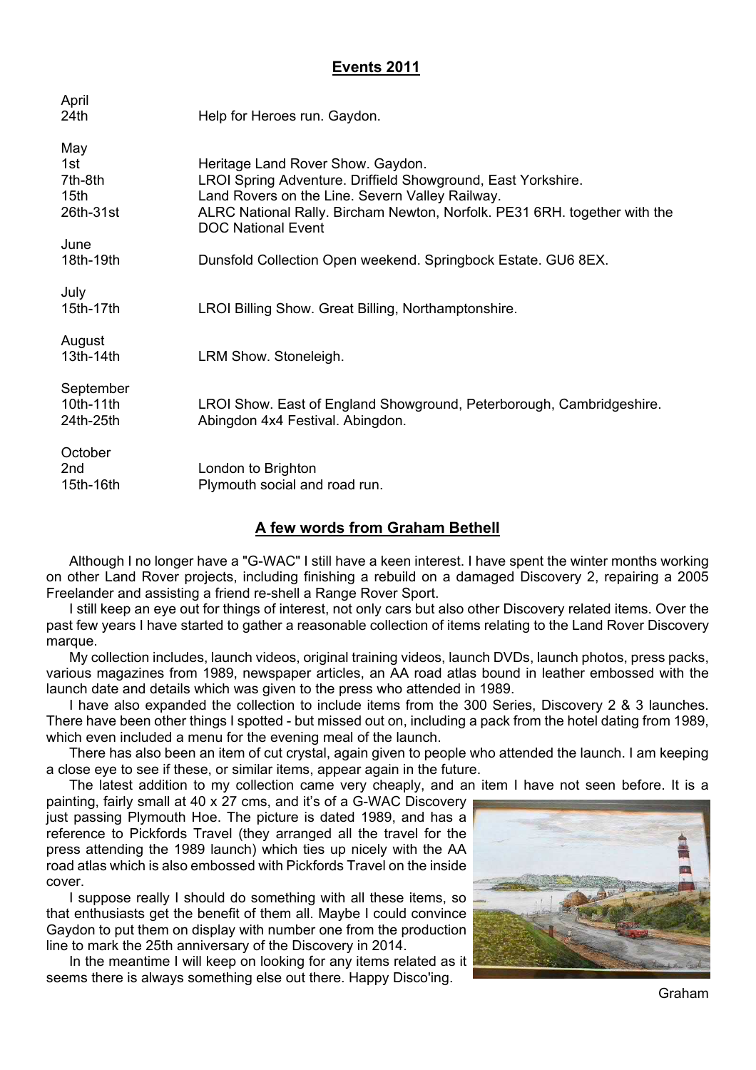## Events 2011

| | |
|---|---|
| **April** | |
| 24th | Help for Heroes run. Gaydon. |
| **May** | |
| 1st | Heritage Land Rover Show. Gaydon. |
| 7th-8th | LROI Spring Adventure. Driffield Showground, East Yorkshire. |
| 15th | Land Rovers on the Line. Severn Valley Railway. |
| 26th-31st | ALRC National Rally. Bircham Newton, Norfolk. PE31 6RH. together with the DOC National Event |
| **June** | |
| 18th-19th | Dunsfold Collection Open weekend. Springbock Estate. GU6 8EX. |
| **July** | |
| 15th-17th | LROI Billing Show. Great Billing, Northamptonshire. |
| **August** | |
| 13th-14th | LRM Show. Stoneleigh. |
| **September** | |
| 10th-11th | LROI Show. East of England Showground, Peterborough, Cambridgeshire. |
| 24th-25th | Abingdon 4x4 Festival. Abingdon. |
| **October** | |
| 2nd | London to Brighton |
| 15th-16th | Plymouth social and road run. |

## A few words from Graham Bethell

Although I no longer have a "G-WAC" I still have a keen interest. I have spent the winter months working on other Land Rover projects, including finishing a rebuild on a damaged Discovery 2, repairing a 2005 Freelander and assisting a friend re-shell a Range Rover Sport.

I still keep an eye out for things of interest, not only cars but also other Discovery related items. Over the past few years I have started to gather a reasonable collection of items relating to the Land Rover Discovery marque.

My collection includes, launch videos, original training videos, launch DVDs, launch photos, press packs, various magazines from 1989, newspaper articles, an AA road atlas bound in leather embossed with the launch date and details which was given to the press who attended in 1989.

I have also expanded the collection to include items from the 300 Series, Discovery 2 & 3 launches. There have been other things I spotted - but missed out on, including a pack from the hotel dating from 1989, which even included a menu for the evening meal of the launch.

There has also been an item of cut crystal, again given to people who attended the launch. I am keeping a close eye to see if these, or similar items, appear again in the future.

The latest addition to my collection came very cheaply, and an item I have not seen before. It is a painting, fairly small at 40 x 27 cms, and it's of a G-WAC Discovery just passing Plymouth Hoe. The picture is dated 1989, and has a reference to Pickfords Travel (they arranged all the travel for the press attending the 1989 launch) which ties up nicely with the AA road atlas which is also embossed with Pickfords Travel on the inside cover.

I suppose really I should do something with all these items, so that enthusiasts get the benefit of them all. Maybe I could convince Gaydon to put them on display with number one from the production line to mark the 25th anniversary of the Discovery in 2014.

In the meantime I will keep on looking for any items related as it seems there is always something else out there. Happy Disco'ing.

Graham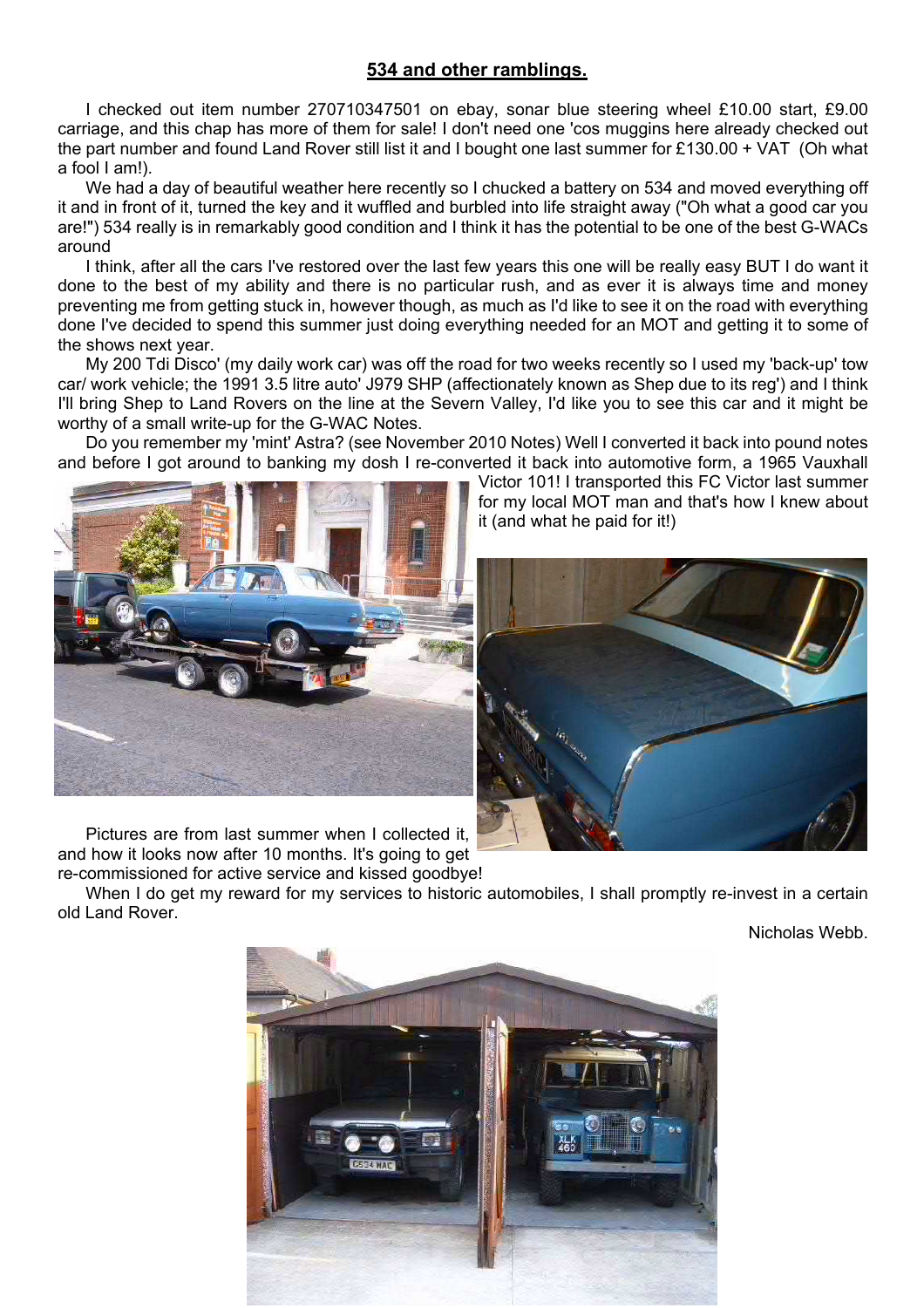## 534 and other ramblings.

I checked out item number 270710347501 on ebay, sonar blue steering wheel £10.00 start, £9.00 carriage, and this chap has more of them for sale! I don't need one 'cos muggins here already checked out the part number and found Land Rover still list it and I bought one last summer for £130.00 + VAT (Oh what a fool I am!).

We had a day of beautiful weather here recently so I chucked a battery on 534 and moved everything off it and in front of it, turned the key and it wuffled and burbled into life straight away ("Oh what a good car you are!") 534 really is in remarkably good condition and I think it has the potential to be one of the best G-WACs around

I think, after all the cars I've restored over the last few years this one will be really easy BUT I do want it done to the best of my ability and there is no particular rush, and as ever it is always time and money preventing me from getting stuck in, however though, as much as I'd like to see it on the road with everything done I've decided to spend this summer just doing everything needed for an MOT and getting it to some of the shows next year.

My 200 Tdi Disco' (my daily work car) was off the road for two weeks recently so I used my 'back-up' tow car/ work vehicle; the 1991 3.5 litre auto' J979 SHP (affectionately known as Shep due to its reg') and I think I'll bring Shep to Land Rovers on the line at the Severn Valley, I'd like you to see this car and it might be worthy of a small write-up for the G-WAC Notes.

Do you remember my 'mint' Astra? (see November 2010 Notes) Well I converted it back into pound notes and before I got around to banking my dosh I re-converted it back into automotive form, a 1965 Vauxhall Victor 101! I transported this FC Victor last summer for my local MOT man and that's how I knew about it (and what he paid for it!)

Pictures are from last summer when I collected it, and how it looks now after 10 months. It's going to get re-commissioned for active service and kissed goodbye!

When I do get my reward for my services to historic automobiles, I shall promptly re-invest in a certain old Land Rover.

Nicholas Webb.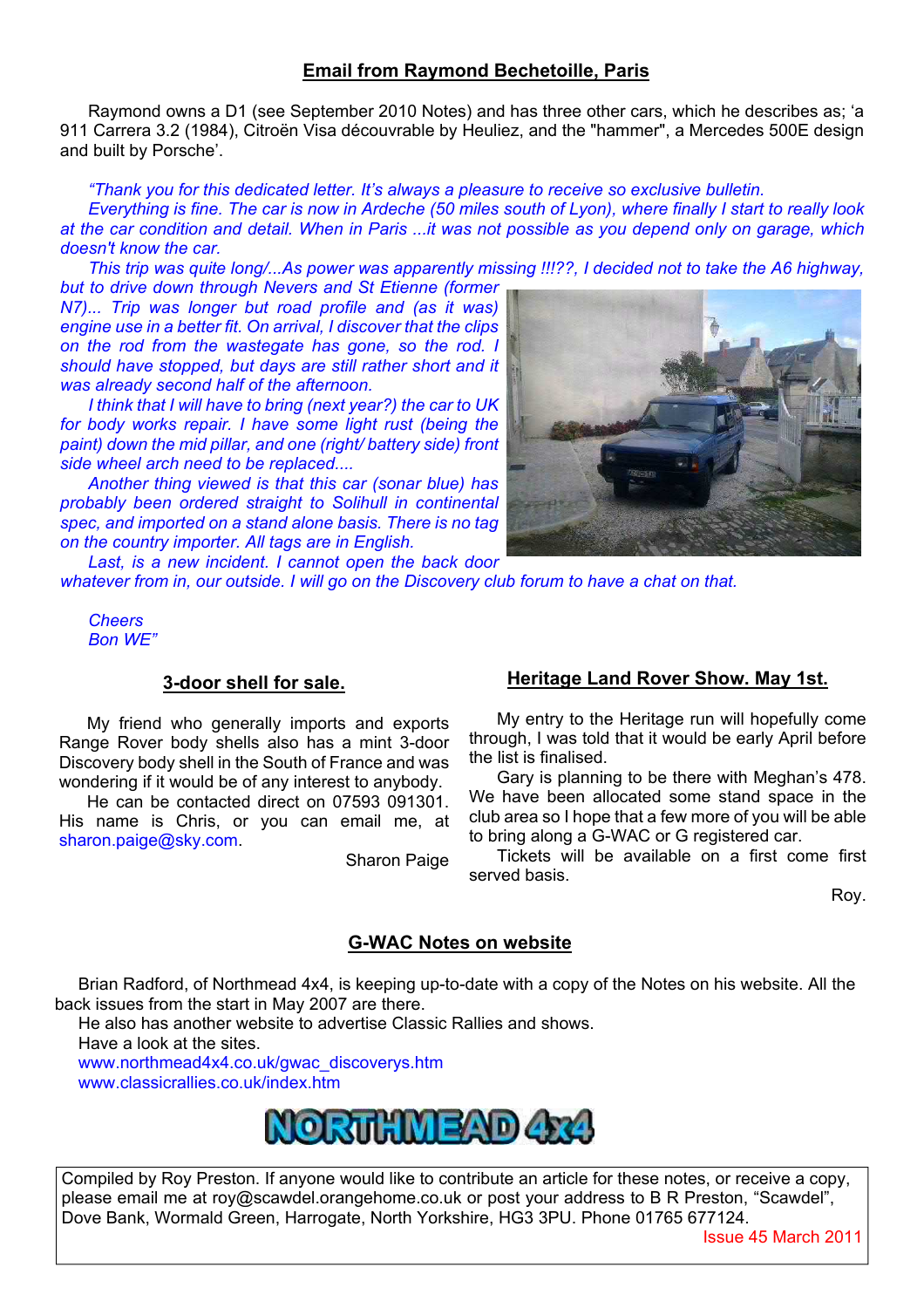## Email from Raymond Bechetoille, Paris

Raymond owns a D1 (see September 2010 Notes) and has three other cars, which he describes as; 'a 911 Carrera 3.2 (1984), Citroën Visa découvrable by Heuliez, and the "hammer", a Mercedes 500E design and built by Porsche'.

*"Thank you for this dedicated letter. It's always a pleasure to receive so exclusive bulletin.*

*Everything is fine. The car is now in Ardeche (50 miles south of Lyon), where finally I start to really look at the car condition and detail. When in Paris ...it was not possible as you depend only on garage, which doesn't know the car.*

*This trip was quite long/...As power was apparently missing !!!??, I decided not to take the A6 highway, but to drive down through Nevers and St Etienne (former N7)... Trip was longer but road profile and (as it was) engine use in a better fit. On arrival, I discover that the clips on the rod from the wastegate has gone, so the rod. I should have stopped, but days are still rather short and it was already second half of the afternoon.*

*I think that I will have to bring (next year?) the car to UK for body works repair. I have some light rust (being the paint) down the mid pillar, and one (right/ battery side) front side wheel arch need to be replaced....*

*Another thing viewed is that this car (sonar blue) has probably been ordered straight to Solihull in continental spec, and imported on a stand alone basis. There is no tag on the country importer. All tags are in English.*

*Last, is a new incident. I cannot open the back door whatever from in, our outside. I will go on the Discovery club forum to have a chat on that.*

*Cheers*
*Bon WE"*

## 3-door shell for sale.

My friend who generally imports and exports Range Rover body shells also has a mint 3-door Discovery body shell in the South of France and was wondering if it would be of any interest to anybody.

He can be contacted direct on 07593 091301. His name is Chris, or you can email me, at sharon.paige@sky.com.

Sharon Paige

## Heritage Land Rover Show. May 1st.

My entry to the Heritage run will hopefully come through, I was told that it would be early April before the list is finalised.

Gary is planning to be there with Meghan's 478. We have been allocated some stand space in the club area so I hope that a few more of you will be able to bring along a G-WAC or G registered car.

Tickets will be available on a first come first served basis.

Roy.

## G-WAC Notes on website

Brian Radford, of Northmead 4x4, is keeping up-to-date with a copy of the Notes on his website. All the back issues from the start in May 2007 are there.

He also has another website to advertise Classic Rallies and shows.

Have a look at the sites.

www.northmead4x4.co.uk/gwac_discoverys.htm
www.classicrallies.co.uk/index.htm

NORTHMEAD 4x4

Compiled by Roy Preston. If anyone would like to contribute an article for these notes, or receive a copy, please email me at roy@scawdel.orangehome.co.uk or post your address to B R Preston, "Scawdel", Dove Bank, Wormald Green, Harrogate, North Yorkshire, HG3 3PU. Phone 01765 677124.

Issue 45 March 2011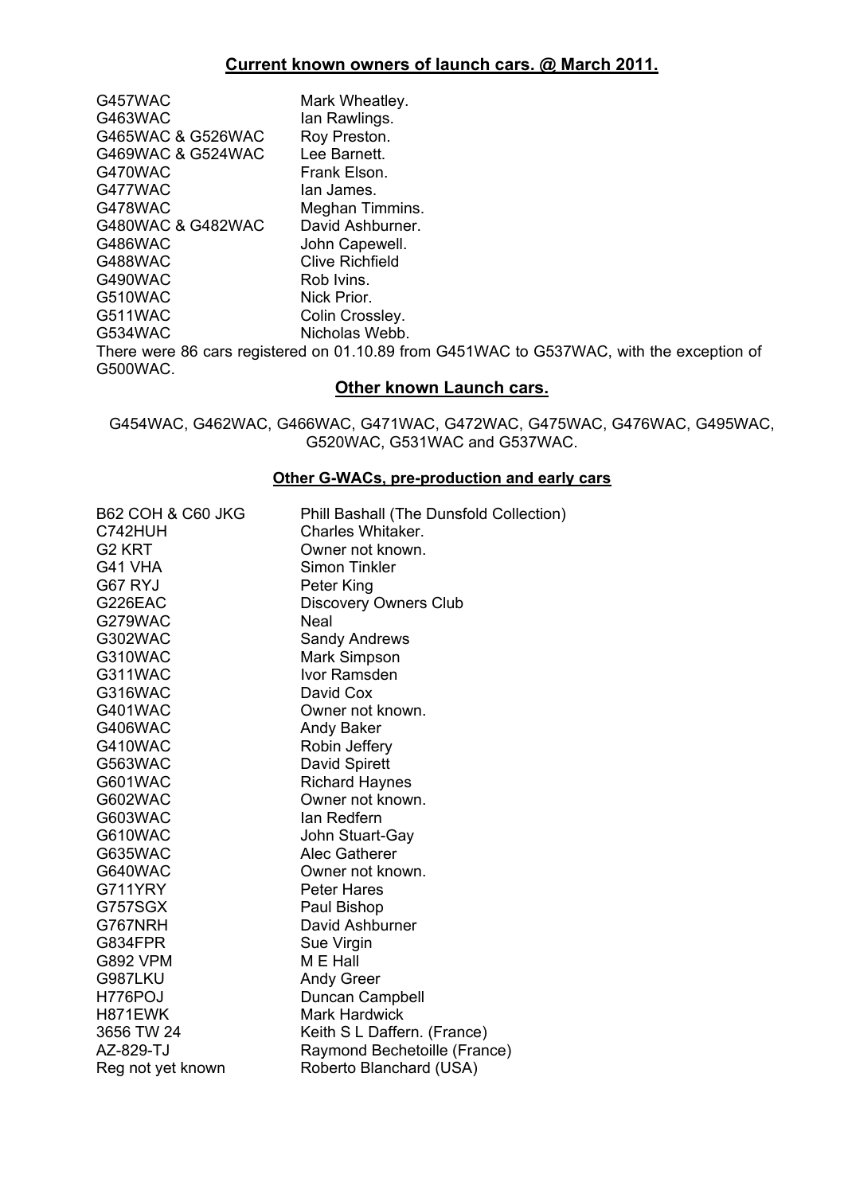## **Current known owners of launch cars. @ March 2011.**

| | |
|---|---|
| G457WAC | Mark Wheatley. |
| G463WAC | Ian Rawlings. |
| G465WAC & G526WAC | Roy Preston. |
| G469WAC & G524WAC | Lee Barnett. |
| G470WAC | Frank Elson. |
| G477WAC | Ian James. |
| G478WAC | Meghan Timmins. |
| G480WAC & G482WAC | David Ashburner. |
| G486WAC | John Capewell. |
| G488WAC | Clive Richfield |
| G490WAC | Rob Ivins. |
| G510WAC | Nick Prior. |
| G511WAC | Colin Crossley. |
| G534WAC | Nicholas Webb. |

There were 86 cars registered on 01.10.89 from G451WAC to G537WAC, with the exception of G500WAC.

## **Other known Launch cars.**

G454WAC, G462WAC, G466WAC, G471WAC, G472WAC, G475WAC, G476WAC, G495WAC, G520WAC, G531WAC and G537WAC.

### **Other G-WACs, pre-production and early cars**

| | |
|---|---|
| B62 COH & C60 JKG | Phill Bashall (The Dunsfold Collection) |
| C742HUH | Charles Whitaker. |
| G2 KRT | Owner not known. |
| G41 VHA | Simon Tinkler |
| G67 RYJ | Peter King |
| G226EAC | Discovery Owners Club |
| G279WAC | Neal |
| G302WAC | Sandy Andrews |
| G310WAC | Mark Simpson |
| G311WAC | Ivor Ramsden |
| G316WAC | David Cox |
| G401WAC | Owner not known. |
| G406WAC | Andy Baker |
| G410WAC | Robin Jeffery |
| G563WAC | David Spirett |
| G601WAC | Richard Haynes |
| G602WAC | Owner not known. |
| G603WAC | Ian Redfern |
| G610WAC | John Stuart-Gay |
| G635WAC | Alec Gatherer |
| G640WAC | Owner not known. |
| G711YRY | Peter Hares |
| G757SGX | Paul Bishop |
| G767NRH | David Ashburner |
| G834FPR | Sue Virgin |
| G892 VPM | M E Hall |
| G987LKU | Andy Greer |
| H776POJ | Duncan Campbell |
| H871EWK | Mark Hardwick |
| 3656 TW 24 | Keith S L Daffern. (France) |
| AZ-829-TJ | Raymond Bechetoille (France) |
| Reg not yet known | Roberto Blanchard (USA) |